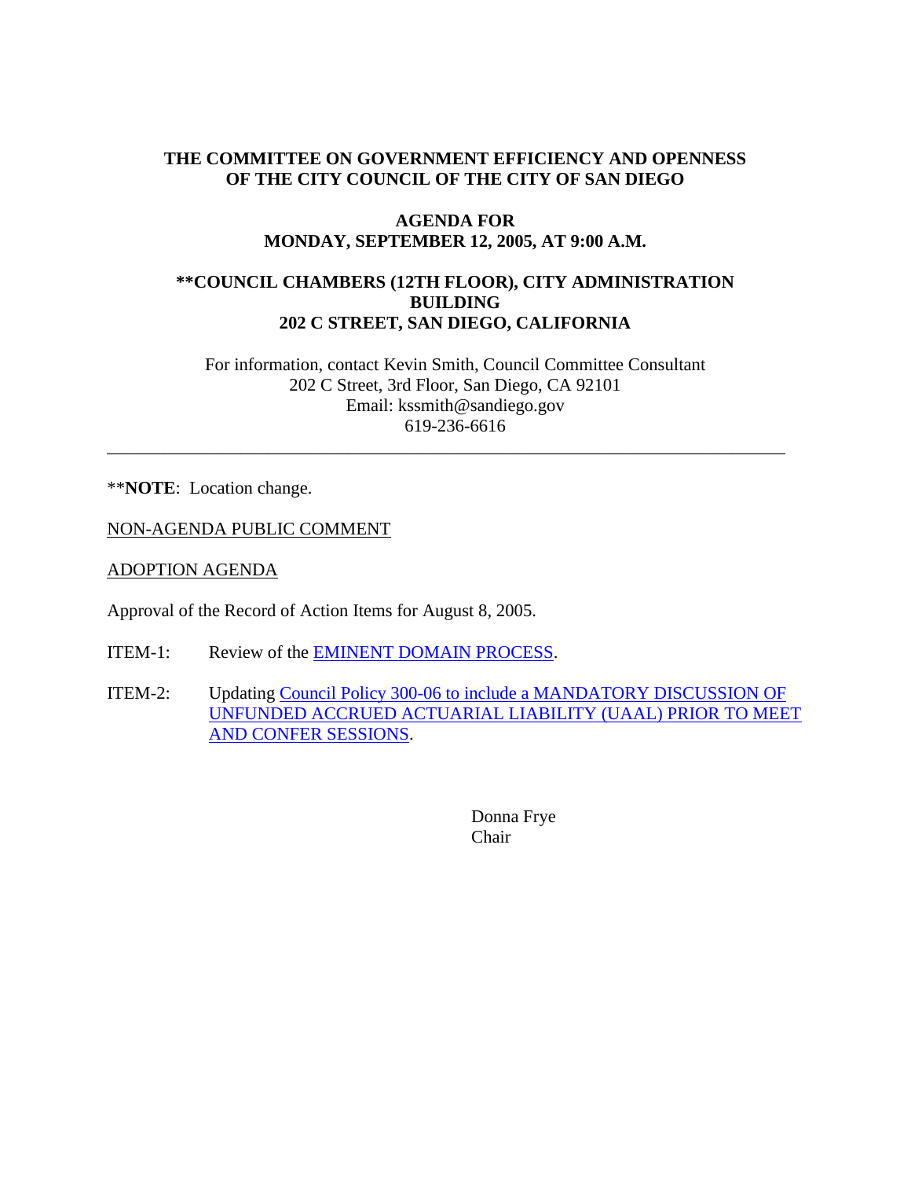**THE COMMITTEE ON GOVERNMENT EFFICIENCY AND OPENNESS OF THE CITY COUNCIL OF THE CITY OF SAN DIEGO**

**AGENDA FOR MONDAY, SEPTEMBER 12, 2005, AT 9:00 A.M.**

**\*\*COUNCIL CHAMBERS (12TH FLOOR), CITY ADMINISTRATION BUILDING 202 C STREET, SAN DIEGO, CALIFORNIA**

For information, contact Kevin Smith, Council Committee Consultant
202 C Street, 3rd Floor, San Diego, CA 92101
Email: kssmith@sandiego.gov
619-236-6616

---

\*\***NOTE**: Location change.

NON-AGENDA PUBLIC COMMENT

ADOPTION AGENDA

Approval of the Record of Action Items for August 8, 2005.

ITEM-1: Review of the EMINENT DOMAIN PROCESS.

ITEM-2: Updating Council Policy 300-06 to include a MANDATORY DISCUSSION OF UNFUNDED ACCRUED ACTUARIAL LIABILITY (UAAL) PRIOR TO MEET AND CONFER SESSIONS.

Donna Frye
Chair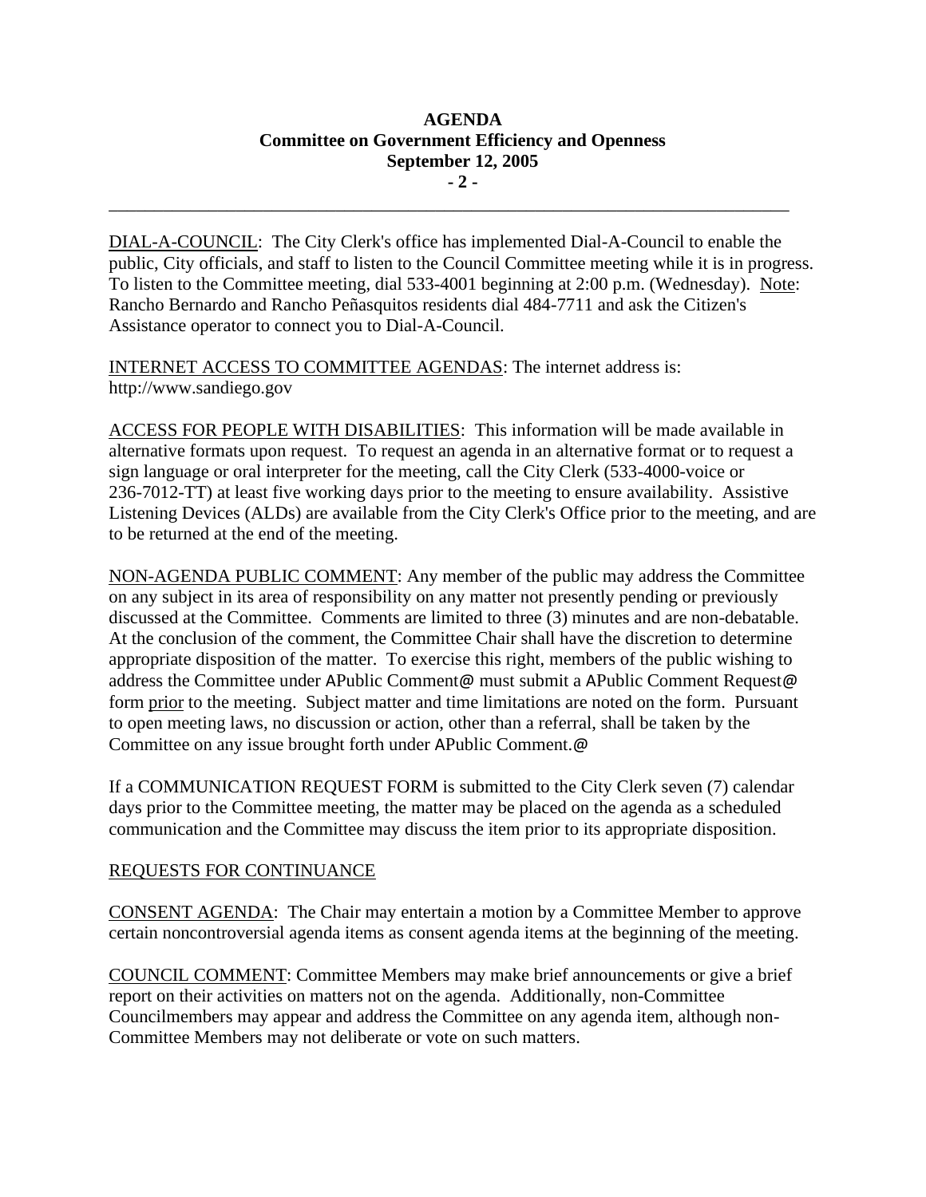DIAL-A-COUNCIL: The City Clerk's office has implemented Dial-A-Council to enable the public, City officials, and staff to listen to the Council Committee meeting while it is in progress. To listen to the Committee meeting, dial 533-4001 beginning at 2:00 p.m. (Wednesday). Note: Rancho Bernardo and Rancho Peñasquitos residents dial 484-7711 and ask the Citizen's Assistance operator to connect you to Dial-A-Council.

INTERNET ACCESS TO COMMITTEE AGENDAS: The internet address is: http://www.sandiego.gov

ACCESS FOR PEOPLE WITH DISABILITIES: This information will be made available in alternative formats upon request. To request an agenda in an alternative format or to request a sign language or oral interpreter for the meeting, call the City Clerk (533-4000-voice or 236-7012-TT) at least five working days prior to the meeting to ensure availability. Assistive Listening Devices (ALDs) are available from the City Clerk's Office prior to the meeting, and are to be returned at the end of the meeting.

NON-AGENDA PUBLIC COMMENT: Any member of the public may address the Committee on any subject in its area of responsibility on any matter not presently pending or previously discussed at the Committee. Comments are limited to three (3) minutes and are non-debatable. At the conclusion of the comment, the Committee Chair shall have the discretion to determine appropriate disposition of the matter. To exercise this right, members of the public wishing to address the Committee under APublic Comment@ must submit a APublic Comment Request@ form prior to the meeting. Subject matter and time limitations are noted on the form. Pursuant to open meeting laws, no discussion or action, other than a referral, shall be taken by the Committee on any issue brought forth under APublic Comment.@

If a COMMUNICATION REQUEST FORM is submitted to the City Clerk seven (7) calendar days prior to the Committee meeting, the matter may be placed on the agenda as a scheduled communication and the Committee may discuss the item prior to its appropriate disposition.

REQUESTS FOR CONTINUANCE

CONSENT AGENDA: The Chair may entertain a motion by a Committee Member to approve certain noncontroversial agenda items as consent agenda items at the beginning of the meeting.

COUNCIL COMMENT: Committee Members may make brief announcements or give a brief report on their activities on matters not on the agenda. Additionally, non-Committee Councilmembers may appear and address the Committee on any agenda item, although non-Committee Members may not deliberate or vote on such matters.